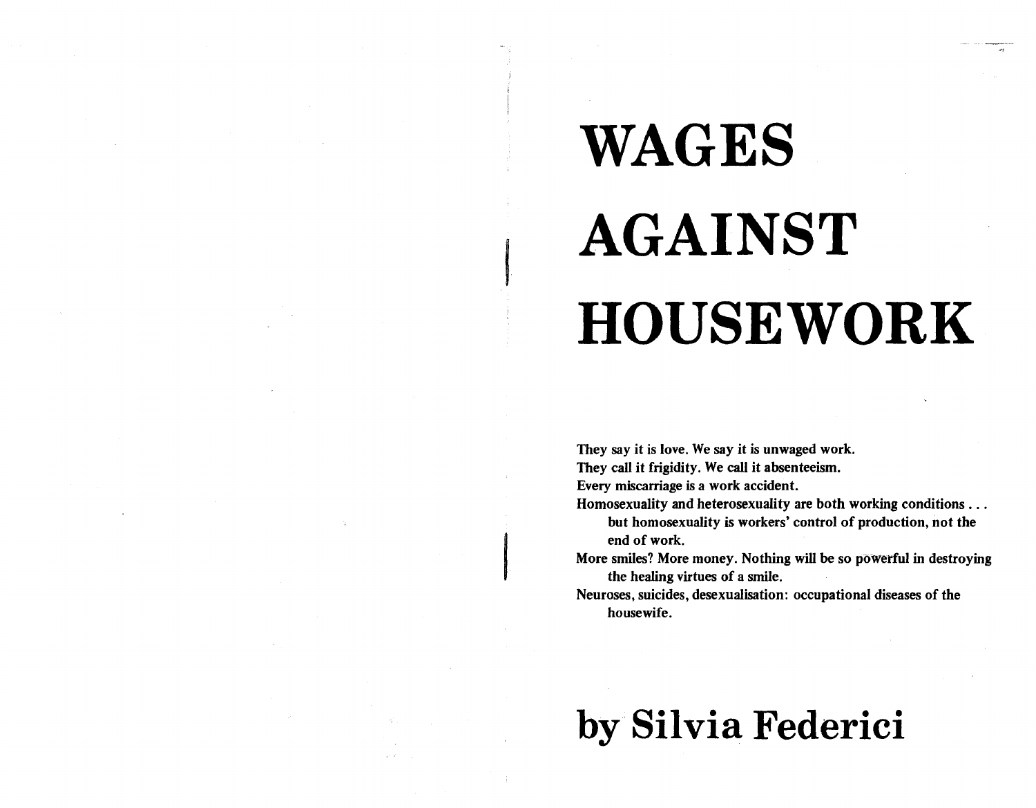# WAGES AGAINST HOUSEWORK

They say it is love. We say it is unwaged work.
They call it frigidity. We call it absenteeism.
Every miscarriage is a work accident.
Homosexuality and heterosexuality are both working conditions . . .
but homosexuality is workers' control of production, not the end of work.
More smiles? More money. Nothing will be so powerful in destroying the healing virtues of a smile.
Neuroses, suicides, desexualisation: occupational diseases of the housewife.

## by Silvia Federici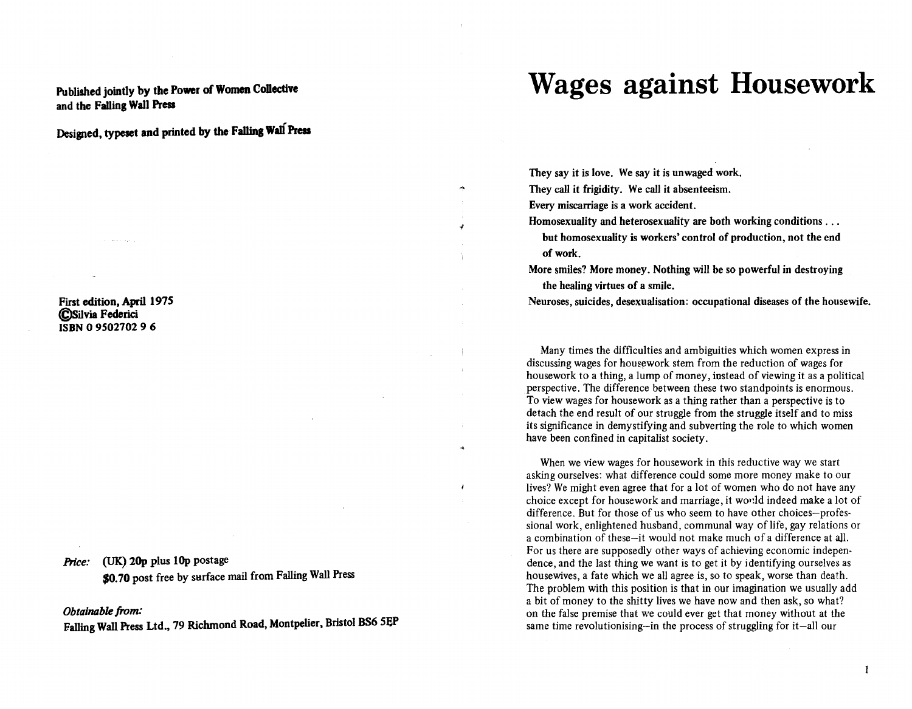**Published jointly by the Power of Women Collective and the Falling Wall Press**

**Designed, typeset and printed by the Falling Wall Press**

**First edition, April 1975**
**©Silvia Federici**
**ISBN 0 9502702 9 6**

*Price:* **(UK) 20p plus 10p postage**
**$0.70** post free by surface mail from Falling Wall Press

***Obtainable from:***
**Falling Wall Press Ltd., 79 Richmond Road, Montpelier, Bristol BS6 5EP**

# Wages against Housework

**They say it is love. We say it is unwaged work.**
**They call it frigidity. We call it absenteeism.**
**Every miscarriage is a work accident.**
**Homosexuality and heterosexuality are both working conditions . . . but homosexuality is workers' control of production, not the end of work.**
**More smiles? More money. Nothing will be so powerful in destroying the healing virtues of a smile.**
**Neuroses, suicides, desexualisation: occupational diseases of the housewife.**

Many times the difficulties and ambiguities which women express in discussing wages for housework stem from the reduction of wages for housework to a thing, a lump of money, instead of viewing it as a political perspective. The difference between these two standpoints is enormous. To view wages for housework as a thing rather than a perspective is to detach the end result of our struggle from the struggle itself and to miss its significance in demystifying and subverting the role to which women have been confined in capitalist society.

When we view wages for housework in this reductive way we start asking ourselves: what difference could some more money make to our lives? We might even agree that for a lot of women who do not have any choice except for housework and marriage, it would indeed make a lot of difference. But for those of us who seem to have other choices—professional work, enlightened husband, communal way of life, gay relations or a combination of these—it would not make much of a difference at all. For us there are supposedly other ways of achieving economic independence, and the last thing we want is to get it by identifying ourselves as housewives, a fate which we all agree is, so to speak, worse than death. The problem with this position is that in our imagination we usually add a bit of money to the shitty lives we have now and then ask, so what? on the false premise that we could ever get that money without at the same time revolutionising—in the process of struggling for it—all our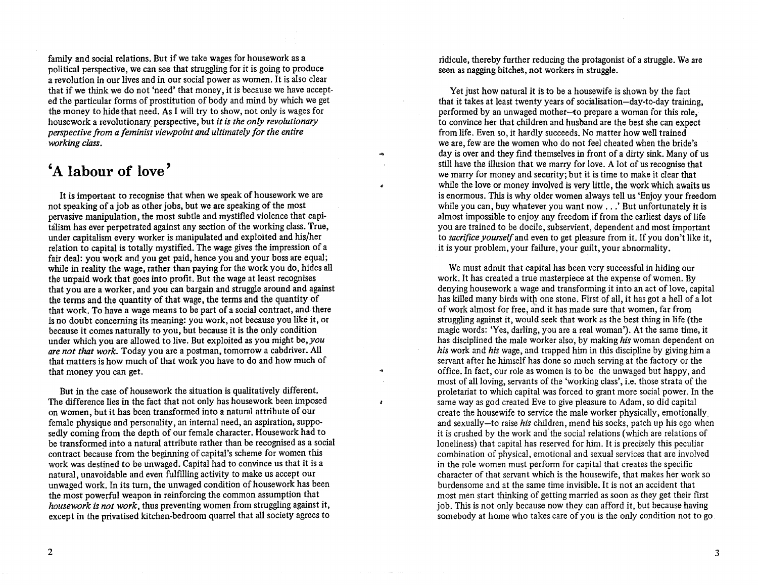family and social relations. But if we take wages for housework as a political perspective, we can see that struggling for it is going to produce a revolution in our lives and in our social power as women. It is also clear that if we think we do not 'need' that money, it is because we have accepted the particular forms of prostitution of body and mind by which we get the money to hide that need. As I will try to show, not only is wages for housework a revolutionary perspective, but *it is the only revolutionary perspective from a feminist viewpoint and ultimately for the entire working class.*

## 'A labour of love'

It is important to recognise that when we speak of housework we are not speaking of a job as other jobs, but we are speaking of the most pervasive manipulation, the most subtle and mystified violence that capitalism has ever perpetrated against any section of the working class. True, under capitalism every worker is manipulated and exploited and his/her relation to capital is totally mystified. The wage gives the impression of a fair deal: you work and you get paid, hence you and your boss are equal; while in reality the wage, rather than paying for the work you do, hides all the unpaid work that goes into profit. But the wage at least recognises that you are a worker, and you can bargain and struggle around and against the terms and the quantity of that wage, the terms and the quantity of that work. To have a wage means to be part of a social contract, and there is no doubt concerning its meaning: you work, not because you like it, or because it comes naturally to you, but because it is the only condition under which you are allowed to live. But exploited as you might be, *you are not that work.* Today you are a postman, tomorrow a cabdriver. All that matters is how much of that work you have to do and how much of that money you can get.

But in the case of housework the situation is qualitatively different. The difference lies in the fact that not only has housework been imposed on women, but it has been transformed into a natural attribute of our female physique and personality, an internal need, an aspiration, supposedly coming from the depth of our female character. Housework had to be transformed into a natural attribute rather than be recognised as a social contract because from the beginning of capital's scheme for women this work was destined to be unwaged. Capital had to convince us that it is a natural, unavoidable and even fulfilling activity to make us accept our unwaged work. In its turn, the unwaged condition of housework has been the most powerful weapon in reinforcing the common assumption that *housework is not work*, thus preventing women from struggling against it, except in the privatised kitchen-bedroom quarrel that all society agrees to ridicule, thereby further reducing the protagonist of a struggle. We are seen as nagging bitches, not workers in struggle.

Yet just how natural it is to be a housewife is shown by the fact that it takes at least twenty years of socialisation—day-to-day training, performed by an unwaged mother—to prepare a woman for this role, to convince her that children and husband are the best she can expect from life. Even so, it hardly succeeds. No matter how well trained we are, few are the women who do not feel cheated when the bride's day is over and they find themselves in front of a dirty sink. Many of us still have the illusion that we marry for love. A lot of us recognise that we marry for money and security; but it is time to make it clear that while the love or money involved is very little, the work which awaits us is enormous. This is why older women always tell us 'Enjoy your freedom while you can, buy whatever you want now . . .' But unfortunately it is almost impossible to enjoy any freedom if from the earliest days of life you are trained to be docile, subservient, dependent and most important to *sacrifice yourself* and even to get pleasure from it. If you don't like it, it is your problem, your failure, your guilt, your abnormality.

We must admit that capital has been very successful in hiding our work. It has created a true masterpiece at the expense of women. By denying housework a wage and transforming it into an act of love, capital has killed many birds with one stone. First of all, it has got a hell of a lot of work almost for free, and it has made sure that women, far from struggling against it, would seek that work as the best thing in life (the magic words: 'Yes, darling, you are a real woman'). At the same time, it has disciplined the male worker also, by making *his* woman dependent on *his* work and *his* wage, and trapped him in this discipline by giving him a servant after he himself has done so much serving at the factory or the office. In fact, our role as women is to be the unwaged but happy, and most of all loving, servants of the 'working class', i.e. those strata of the proletariat to which capital was forced to grant more social power. In the same way as god created Eve to give pleasure to Adam, so did capital create the housewife to service the male worker physically, emotionally and sexually—to raise *his* children, mend his socks, patch up his ego when it is crushed by the work and the social relations (which are relations of loneliness) that capital has reserved for him. It is precisely this peculiar combination of physical, emotional and sexual services that are involved in the role women must perform for capital that creates the specific character of that servant which is the housewife, that makes her work so burdensome and at the same time invisible. It is not an accident that most men start thinking of getting married as soon as they get their first job. This is not only because now they can afford it, but because having somebody at home who takes care of you is the only condition not to go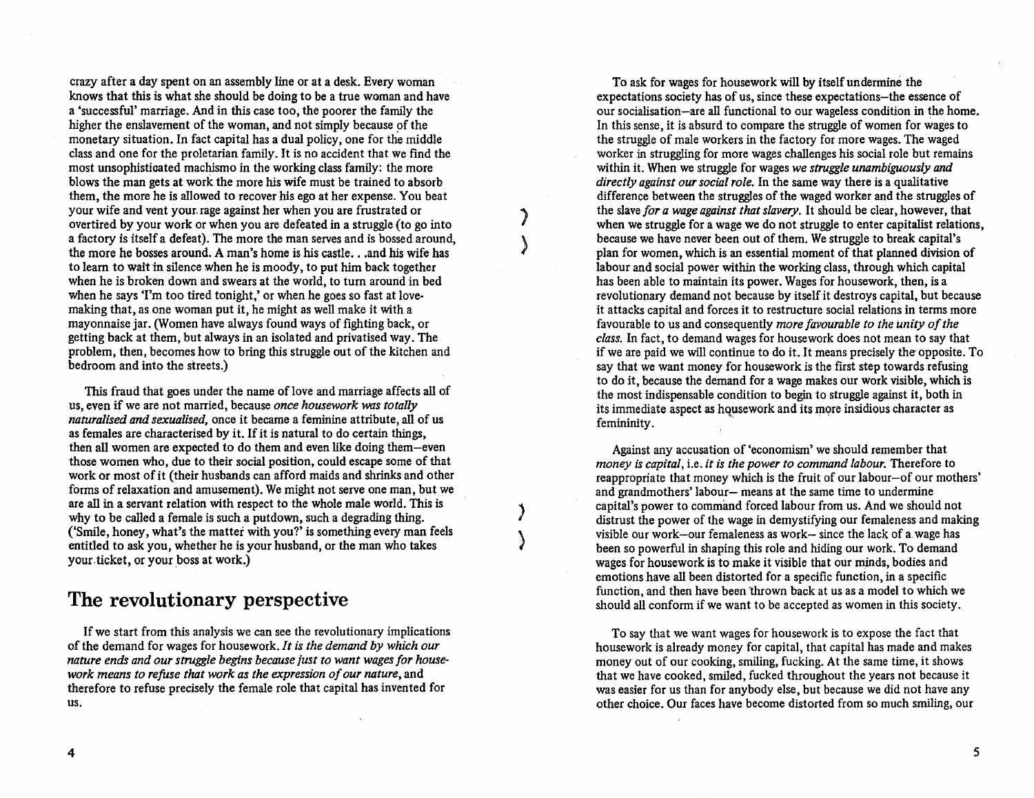crazy after a day spent on an assembly line or at a desk. Every woman knows that this is what she should be doing to be a true woman and have a 'successful' marriage. And in this case too, the poorer the family the higher the enslavement of the woman, and not simply because of the monetary situation. In fact capital has a dual policy, one for the middle class and one for the proletarian family. It is no accident that we find the most unsophisticated machismo in the working class family: the more blows the man gets at work the more his wife must be trained to absorb them, the more he is allowed to recover his ego at her expense. You beat your wife and vent your rage against her when you are frustrated or overtired by your work or when you are defeated in a struggle (to go into a factory is itself a defeat). The more the man serves and is bossed around, the more he bosses around. A man's home is his castle. . .and his wife has to learn to wait in silence when he is moody, to put him back together when he is broken down and swears at the world, to turn around in bed when he says 'I'm too tired tonight,' or when he goes so fast at love-making that, as one woman put it, he might as well make it with a mayonnaise jar. (Women have always found ways of fighting back, or getting back at them, but always in an isolated and privatised way. The problem, then, becomes how to bring this struggle out of the kitchen and bedroom and into the streets.)

This fraud that goes under the name of love and marriage affects all of us, even if we are not married, because *once housework was totally naturalised and sexualised,* once it became a feminine attribute, all of us as females are characterised by it. If it is natural to do certain things, then all women are expected to do them and even like doing them—even those women who, due to their social position, could escape some of that work or most of it (their husbands can afford maids and shrinks and other forms of relaxation and amusement). We might not serve one man, but we are all in a servant relation with respect to the whole male world. This is why to be called a female is such a putdown, such a degrading thing. ('Smile, honey, what's the matter with you?' is something every man feels entitled to ask you, whether he is your husband, or the man who takes your ticket, or your boss at work.)

## The revolutionary perspective

If we start from this analysis we can see the revolutionary implications of the demand for wages for housework. *It is the demand by which our nature ends and our struggle begins because just to want wages for housework means to refuse that work as the expression of our nature,* and therefore to refuse precisely the female role that capital has invented for us.

To ask for wages for housework will by itself undermine the expectations society has of us, since these expectations—the essence of our socialisation—are all functional to our wageless condition in the home. In this sense, it is absurd to compare the struggle of women for wages to the struggle of male workers in the factory for more wages. The waged worker in struggling for more wages challenges his social role but remains within it. When we struggle for wages *we struggle unambiguously and directly against our social role.* In the same way there is a qualitative difference between the struggles of the waged worker and the struggles of the slave *for a wage against that slavery.* It should be clear, however, that when we struggle for a wage we do not struggle to enter capitalist relations, because we have never been out of them. We struggle to break capital's plan for women, which is an essential moment of that planned division of labour and social power within the working class, through which capital has been able to maintain its power. Wages for housework, then, is a revolutionary demand not because by itself it destroys capital, but because it attacks capital and forces it to restructure social relations in terms more favourable to us and consequently *more favourable to the unity of the class.* In fact, to demand wages for housework does not mean to say that if we are paid we will continue to do it. It means precisely the opposite. To say that we want money for housework is the first step towards refusing to do it, because the demand for a wage makes our work visible, which is the most indispensable condition to begin to struggle against it, both in its immediate aspect as housework and its more insidious character as femininity.

Against any accusation of 'economism' we should remember that *money is capital,* i.e. *it is the power to command labour.* Therefore to reappropriate that money which is the fruit of our labour—of our mothers' and grandmothers' labour— means at the same time to undermine capital's power to command forced labour from us. And we should not distrust the power of the wage in demystifying our femaleness and making visible our work—our femaleness as work— since the lack of a wage has been so powerful in shaping this role and hiding our work. To demand wages for housework is to make it visible that our minds, bodies and emotions have all been distorted for a specific function, in a specific function, and then have been thrown back at us as a model to which we should all conform if we want to be accepted as women in this society.

To say that we want wages for housework is to expose the fact that housework is already money for capital, that capital has made and makes money out of our cooking, smiling, fucking. At the same time, it shows that we have cooked, smiled, fucked throughout the years not because it was easier for us than for anybody else, but because we did not have any other choice. Our faces have become distorted from so much smiling, our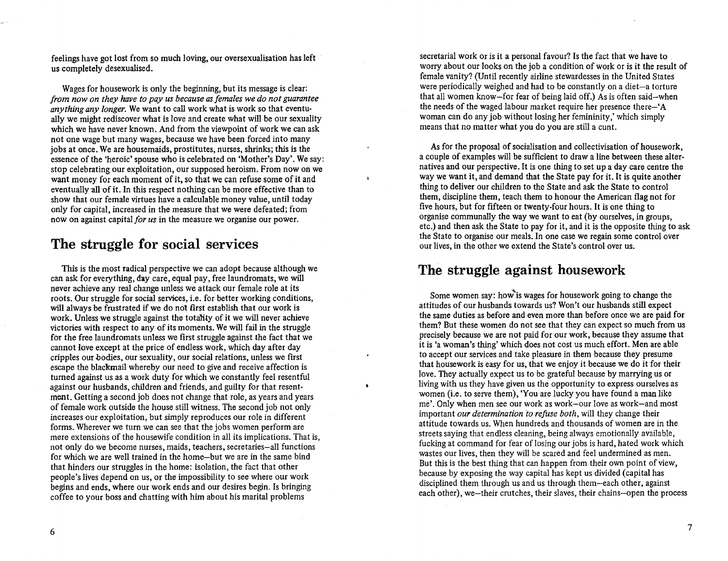feelings have got lost from so much loving, our oversexualisation has left us completely desexualised.

Wages for housework is only the beginning, but its message is clear: *from now on they have to pay us because as females we do not guarantee anything any longer.* We want to call work what is work so that eventually we might rediscover what is love and create what will be our sexuality which we have never known. And from the viewpoint of work we can ask not one wage but many wages, because we have been forced into many jobs at once. We are housemaids, prostitutes, nurses, shrinks; this is the essence of the 'heroic' spouse who is celebrated on 'Mother's Day'. We say: stop celebrating our exploitation, our supposed heroism. From now on we want money for each moment of it, so that we can refuse some of it and eventually all of it. In this respect nothing can be more effective than to show that our female virtues have a calculable money value, until today only for capital, increased in the measure that we were defeated; from now on against capital *for us* in the measure we organise our power.

## The struggle for social services

This is the most radical perspective we can adopt because although we can ask for everything, day care, equal pay, free laundromats, we will never achieve any real change unless we attack our female role at its roots. Our struggle for social services, i.e. for better working conditions, will always be frustrated if we do not first establish that our work is work. Unless we struggle against the totality of it we will never achieve victories with respect to any of its moments. We will fail in the struggle for the free laundromats unless we first struggle against the fact that we cannot love except at the price of endless work, which day after day cripples our bodies, our sexuality, our social relations, unless we first escape the blackmail whereby our need to give and receive affection is turned against us as a work duty for which we constantly feel resentful against our husbands, children and friends, and guilty for that resentment. Getting a second job does not change that role, as years and years of female work outside the house still witness. The second job not only increases our exploitation, but simply reproduces our role in different forms. Wherever we turn we can see that the jobs women perform are mere extensions of the housewife condition in all its implications. That is, not only do we become nurses, maids, teachers, secretaries—all functions for which we are well trained in the home—but we are in the same bind that hinders our struggles in the home: isolation, the fact that other people's lives depend on us, or the impossibility to see where our work begins and ends, where our work ends and our desires begin. Is bringing coffee to your boss and chatting with him about his marital problems secretarial work or is it a personal favour? Is the fact that we have to worry about our looks on the job a condition of work or is it the result of female vanity? (Until recently airline stewardesses in the United States were periodically weighed and had to be constantly on a diet—a torture that all women know—for fear of being laid off.) As is often said—when the needs of the waged labour market require her presence there—'A woman can do any job without losing her femininity,' which simply means that no matter what you do you are still a cunt.

As for the proposal of socialisation and collectivisation of housework, a couple of examples will be sufficient to draw a line between these alternatives and our perspective. It is one thing to set up a day care centre the way we want it, and demand that the State pay for it. It is quite another thing to deliver our children to the State and ask the State to control them, discipline them, teach them to honour the American flag not for five hours, but for fifteen or twenty-four hours. It is one thing to organise communally the way we want to eat (by ourselves, in groups, etc.) and then ask the State to pay for it, and it is the opposite thing to ask the State to organise our meals. In one case we regain some control over our lives, in the other we extend the State's control over us.

## The struggle against housework

Some women say: how is wages for housework going to change the attitudes of our husbands towards us? Won't our husbands still expect the same duties as before and even more than before once we are paid for them? But these women do not see that they can expect so much from us precisely because we are not paid for our work, because they assume that it is 'a woman's thing' which does not cost us much effort. Men are able to accept our services and take pleasure in them because they presume that housework is easy for us, that we enjoy it because we do it for their love. They actually expect us to be grateful because by marrying us or living with us they have given us the opportunity to express ourselves as women (i.e. to serve them), 'You are lucky you have found a man like me'. Only when men see our work as work—our love as work—and most important *our determination to refuse both*, will they change their attitude towards us. When hundreds and thousands of women are in the streets saying that endless cleaning, being always emotionally available, fucking at command for fear of losing our jobs is hard, hated work which wastes our lives, then they will be scared and feel undermined as men. But this is the best thing that can happen from their own point of view, because by exposing the way capital has kept us divided (capital has disciplined them through us and us through them—each other, against each other), we—their crutches, their slaves, their chains—open the process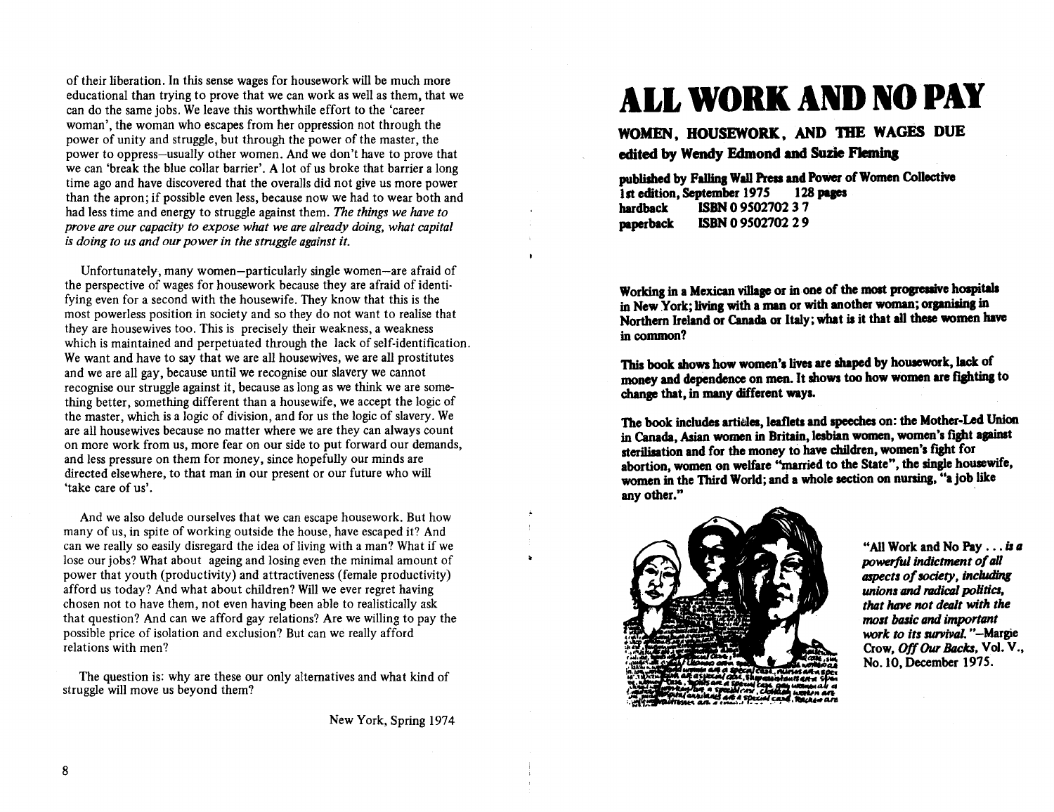of their liberation. In this sense wages for housework will be much more educational than trying to prove that we can work as well as them, that we can do the same jobs. We leave this worthwhile effort to the 'career woman', the woman who escapes from her oppression not through the power of unity and struggle, but through the power of the master, the power to oppress—usually other women. And we don't have to prove that we can 'break the blue collar barrier'. A lot of us broke that barrier a long time ago and have discovered that the overalls did not give us more power than the apron; if possible even less, because now we had to wear both and had less time and energy to struggle against them. *The things we have to prove are our capacity to expose what we are already doing, what capital is doing to us and our power in the struggle against it.*

Unfortunately, many women—particularly single women—are afraid of the perspective of wages for housework because they are afraid of identifying even for a second with the housewife. They know that this is the most powerless position in society and so they do not want to realise that they are housewives too. This is precisely their weakness, a weakness which is maintained and perpetuated through the lack of self-identification. We want and have to say that we are all housewives, we are all prostitutes and we are all gay, because until we recognise our slavery we cannot recognise our struggle against it, because as long as we think we are something better, something different than a housewife, we accept the logic of the master, which is a logic of division, and for us the logic of slavery. We are all housewives because no matter where we are they can always count on more work from us, more fear on our side to put forward our demands, and less pressure on them for money, since hopefully our minds are directed elsewhere, to that man in our present or our future who will 'take care of us'.

And we also delude ourselves that we can escape housework. But how many of us, in spite of working outside the house, have escaped it? And can we really so easily disregard the idea of living with a man? What if we lose our jobs? What about ageing and losing even the minimal amount of power that youth (productivity) and attractiveness (female productivity) afford us today? And what about children? Will we ever regret having chosen not to have them, not even having been able to realistically ask that question? And can we afford gay relations? Are we willing to pay the possible price of isolation and exclusion? But can we really afford relations with men?

The question is: why are these our only alternatives and what kind of struggle will move us beyond them?

New York, Spring 1974

# ALL WORK AND NO PAY

## WOMEN, HOUSEWORK, AND THE WAGES DUE

**edited by Wendy Edmond and Suzie Fleming**

**published by Falling Wall Press and Power of Women Collective**
**1st edition, September 1975 128 pages**
**hardback ISBN 0 9502702 3 7**
**paperback ISBN 0 9502702 2 9**

**Working in a Mexican village or in one of the most progressive hospitals in New York; living with a man or with another woman; organising in Northern Ireland or Canada or Italy; what is it that all these women have in common?**

**This book shows how women's lives are shaped by housework, lack of money and dependence on men. It shows too how women are fighting to change that, in many different ways.**

**The book includes articles, leaflets and speeches on: the Mother-Led Union in Canada, Asian women in Britain, lesbian women, women's fight against sterilisation and for the money to have children, women's fight for abortion, women on welfare "married to the State", the single housewife, women in the Third World; and a whole section on nursing, "a job like any other."**

**"All Work and No Pay . . . *is a powerful indictment of all aspects of society, including unions and radical politics, that have not dealt with the most basic and important work to its survival.*"—Margie Crow, *Off Our Backs*, Vol. V., No. 10, December 1975.**